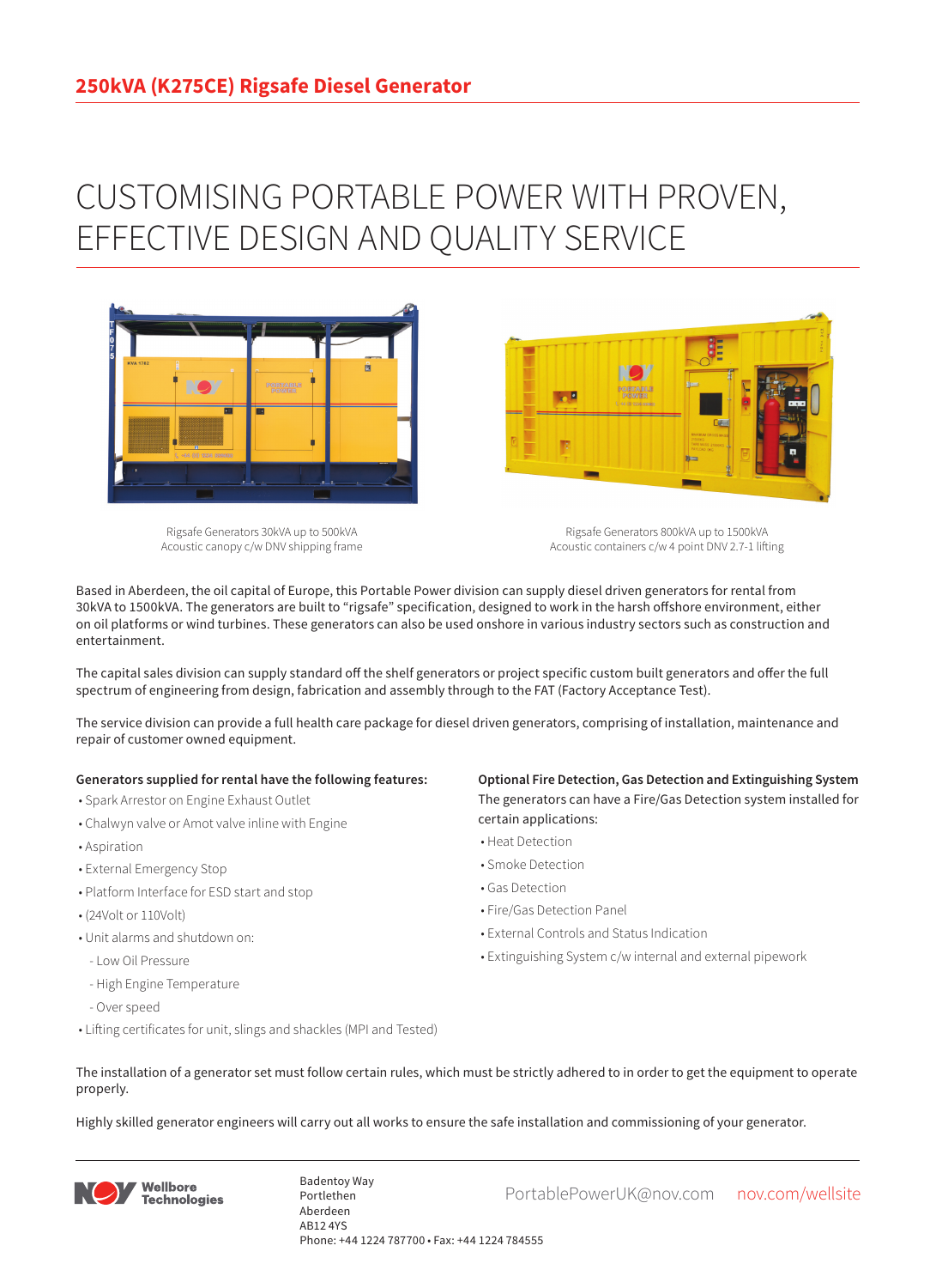# 250kVA (K275CE) Rigsafe Diesel Generator

## CUSTOMISING PORTABLE POWER WITH PROVEN, EFFECTIVE DESIGN AND QUALITY SERVICE

Rigsafe Generators 30kVA up to 500kVA
Acoustic canopy c/w DNV shipping frame

Rigsafe Generators 800kVA up to 1500kVA
Acoustic containers c/w 4 point DNV 2.7-1 lifting

Based in Aberdeen, the oil capital of Europe, this Portable Power division can supply diesel driven generators for rental from 30kVA to 1500kVA. The generators are built to "rigsafe" specification, designed to work in the harsh offshore environment, either on oil platforms or wind turbines. These generators can also be used onshore in various industry sectors such as construction and entertainment.

The capital sales division can supply standard off the shelf generators or project specific custom built generators and offer the full spectrum of engineering from design, fabrication and assembly through to the FAT (Factory Acceptance Test).

The service division can provide a full health care package for diesel driven generators, comprising of installation, maintenance and repair of customer owned equipment.

**Generators supplied for rental have the following features:**

- Spark Arrestor on Engine Exhaust Outlet
- Chalwyn valve or Amot valve inline with Engine
- Aspiration
- External Emergency Stop
- Platform Interface for ESD start and stop
- (24Volt or 110Volt)
- Unit alarms and shutdown on:
  - Low Oil Pressure
  - High Engine Temperature
  - Over speed
- Lifting certificates for unit, slings and shackles (MPI and Tested)

**Optional Fire Detection, Gas Detection and Extinguishing System**

The generators can have a Fire/Gas Detection system installed for certain applications:

- Heat Detection
- Smoke Detection
- Gas Detection
- Fire/Gas Detection Panel
- External Controls and Status Indication
- Extinguishing System c/w internal and external pipework

The installation of a generator set must follow certain rules, which must be strictly adhered to in order to get the equipment to operate properly.

Highly skilled generator engineers will carry out all works to ensure the safe installation and commissioning of your generator.

Wellbore Technologies

Badentoy Way
Portlethen
Aberdeen
AB12 4YS
Phone: +44 1224 787700 • Fax: +44 1224 784555

PortablePowerUK@nov.com    nov.com/wellsite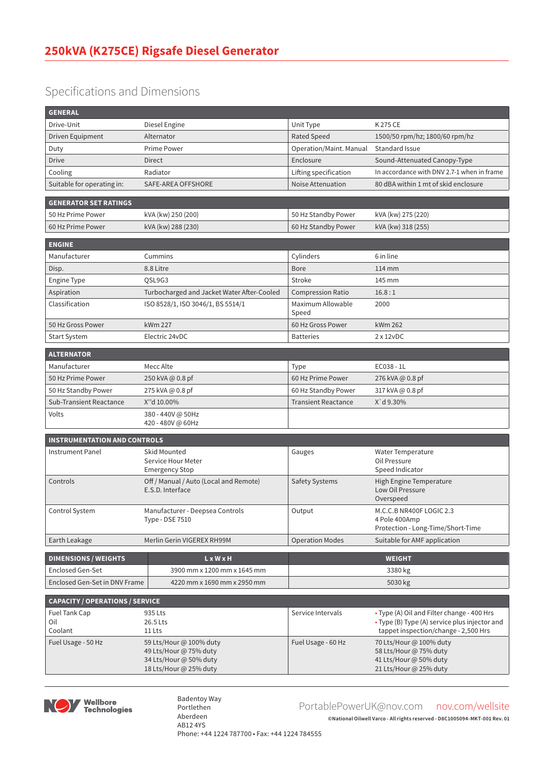# 250kVA (K275CE) Rigsafe Diesel Generator

## Specifications and Dimensions

| GENERAL | | | |
|---|---|---|---|
| Drive-Unit | Diesel Engine | Unit Type | K 275 CE |
| Driven Equipment | Alternator | Rated Speed | 1500/50 rpm/hz; 1800/60 rpm/hz |
| Duty | Prime Power | Operation/Maint. Manual | Standard Issue |
| Drive | Direct | Enclosure | Sound-Attenuated Canopy-Type |
| Cooling | Radiator | Lifting specification | In accordance with DNV 2.7-1 when in frame |
| Suitable for operating in: | SAFE-AREA OFFSHORE | Noise Attenuation | 80 dBA within 1 mt of skid enclosure |

| GENERATOR SET RATINGS | | | |
|---|---|---|---|
| 50 Hz Prime Power | kVA (kw) 250 (200) | 50 Hz Standby Power | kVA (kw) 275 (220) |
| 60 Hz Prime Power | kVA (kw) 288 (230) | 60 Hz Standby Power | kVA (kw) 318 (255) |

| ENGINE | | | |
|---|---|---|---|
| Manufacturer | Cummins | Cylinders | 6 in line |
| Disp. | 8.8 Litre | Bore | 114 mm |
| Engine Type | QSL9G3 | Stroke | 145 mm |
| Aspiration | Turbocharged and Jacket Water After-Cooled | Compression Ratio | 16.8 : 1 |
| Classification | ISO 8528/1, ISO 3046/1, BS 5514/1 | Maximum Allowable Speed | 2000 |
| 50 Hz Gross Power | kWm 227 | 60 Hz Gross Power | kWm 262 |
| Start System | Electric 24vDC | Batteries | 2 x 12vDC |

| ALTERNATOR | | | |
|---|---|---|---|
| Manufacturer | Mecc Alte | Type | EC038 - 1L |
| 50 Hz Prime Power | 250 kVA @ 0.8 pf | 60 Hz Prime Power | 276 kVA @ 0.8 pf |
| 50 Hz Standby Power | 275 kVA @ 0.8 pf | 60 Hz Standby Power | 317 kVA @ 0.8 pf |
| Sub-Transient Reactance | X''d 10.00% | Transient Reactance | X`d 9.30% |
| Volts | 380 - 440V @ 50Hz<br>420 - 480V @ 60Hz | | |

| INSTRUMENTATION AND CONTROLS | | | |
|---|---|---|---|
| Instrument Panel | Skid Mounted<br>Service Hour Meter<br>Emergency Stop | Gauges | Water Temperature<br>Oil Pressure<br>Speed Indicator |
| Controls | Off / Manual / Auto (Local and Remote)<br>E.S.D. Interface | Safety Systems | High Engine Temperature<br>Low Oil Pressure<br>Overspeed |
| Control System | Manufacturer - Deepsea Controls<br>Type - DSE 7510 | Output | M.C.C.B NR400F LOGIC 2.3<br>4 Pole 400Amp<br>Protection - Long-Time/Short-Time |
| Earth Leakage | Merlin Gerin VIGEREX RH99M | Operation Modes | Suitable for AMF application |

| DIMENSIONS / WEIGHTS | L x W x H | WEIGHT |
|---|---|---|
| Enclosed Gen-Set | 3900 mm x 1200 mm x 1645 mm | 3380 kg |
| Enclosed Gen-Set in DNV Frame | 4220 mm x 1690 mm x 2950 mm | 5030 kg |

| CAPACITY / OPERATIONS / SERVICE | | | |
|---|---|---|---|
| Fuel Tank Cap<br>Oil<br>Coolant | 935 Lts<br>26.5 Lts<br>11 Lts | Service Intervals | • Type (A) Oil and Filter change - 400 Hrs<br>• Type (B) Type (A) service plus injector and tappet inspection/change - 2,500 Hrs |
| Fuel Usage - 50 Hz | 59 Lts/Hour @ 100% duty<br>49 Lts/Hour @ 75% duty<br>34 Lts/Hour @ 50% duty<br>18 Lts/Hour @ 25% duty | Fuel Usage - 60 Hz | 70 Lts/Hour @ 100% duty<br>58 Lts/Hour @ 75% duty<br>41 Lts/Hour @ 50% duty<br>21 Lts/Hour @ 25% duty |

Wellbore Technologies

Badentoy Way
Portlethen
Aberdeen
AB12 4YS
Phone: +44 1224 787700 • Fax: +44 1224 784555

PortablePowerUK@nov.com nov.com/wellsite

©National Oilwell Varco - All rights reserved - D8C1005094-MKT-001 Rev. 01